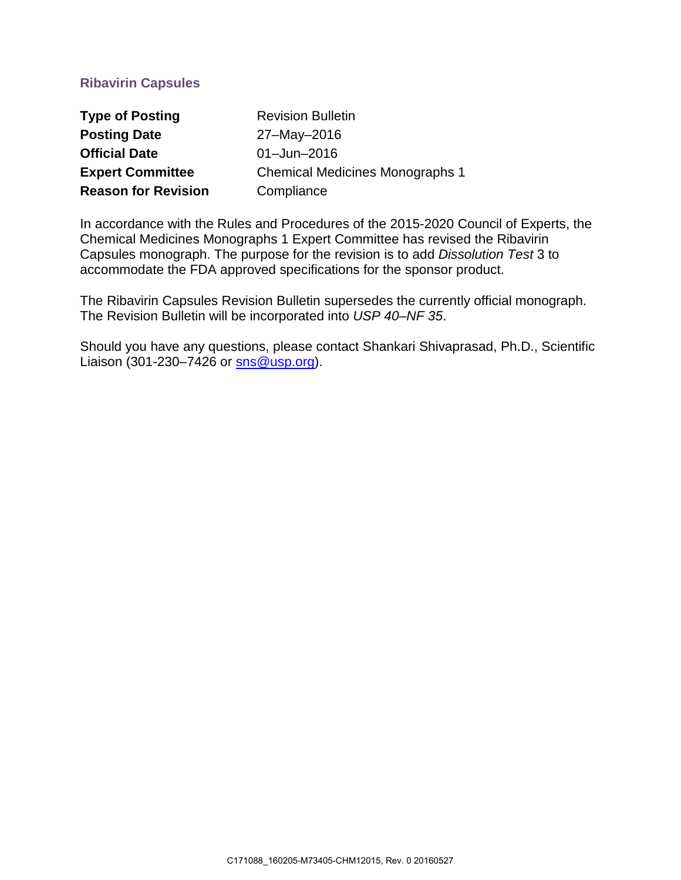## Ribavirin Capsules

| | |
|---|---|
| **Type of Posting** | Revision Bulletin |
| **Posting Date** | 27–May–2016 |
| **Official Date** | 01–Jun–2016 |
| **Expert Committee** | Chemical Medicines Monographs 1 |
| **Reason for Revision** | Compliance |

In accordance with the Rules and Procedures of the 2015-2020 Council of Experts, the Chemical Medicines Monographs 1 Expert Committee has revised the Ribavirin Capsules monograph. The purpose for the revision is to add *Dissolution Test* 3 to accommodate the FDA approved specifications for the sponsor product.

The Ribavirin Capsules Revision Bulletin supersedes the currently official monograph. The Revision Bulletin will be incorporated into *USP 40–NF 35*.

Should you have any questions, please contact Shankari Shivaprasad, Ph.D., Scientific Liaison (301-230–7426 or sns@usp.org).

C171088_160205-M73405-CHM12015, Rev. 0 20160527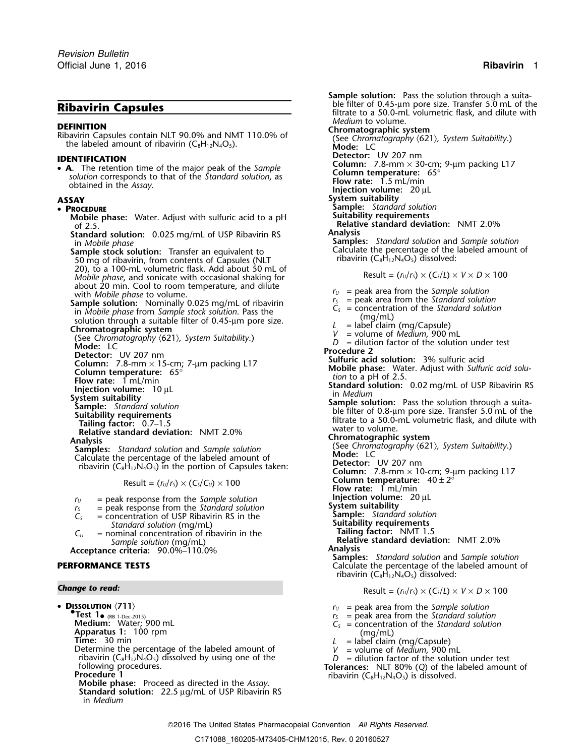# Ribavirin Capsules

## DEFINITION

Ribavirin Capsules contain NLT 90.0% and NMT 110.0% of the labeled amount of ribavirin ($C_8H_{12}N_4O_5$).

## IDENTIFICATION

- **A.** The retention time of the major peak of the *Sample solution* corresponds to that of the *Standard solution*, as obtained in the *Assay*.

## ASSAY

- **PROCEDURE**

  **Mobile phase:** Water. Adjust with sulfuric acid to a pH of 2.5.

  **Standard solution:** 0.025 mg/mL of USP Ribavirin RS in *Mobile phase*

  **Sample stock solution:** Transfer an equivalent to 50 mg of ribavirin, from contents of Capsules (NLT 20), to a 100-mL volumetric flask. Add about 50 mL of *Mobile phase*, and sonicate with occasional shaking for about 20 min. Cool to room temperature, and dilute with *Mobile phase* to volume.

  **Sample solution:** Nominally 0.025 mg/mL of ribavirin in *Mobile phase* from *Sample stock solution*. Pass the solution through a suitable filter of 0.45-µm pore size.

  **Chromatographic system**

  (See *Chromatography* ⟨621⟩, *System Suitability*.)

  **Mode:** LC

  **Detector:** UV 207 nm

  **Column:** 7.8-mm × 15-cm; 7-µm packing L17

  **Column temperature:** 65°

  **Flow rate:** 1 mL/min

  **Injection volume:** 10 µL

  **System suitability**

  **Sample:** *Standard solution*

  **Suitability requirements**

  **Tailing factor:** 0.7–1.5

  **Relative standard deviation:** NMT 2.0%

  **Analysis**

  **Samples:** *Standard solution* and *Sample solution*

  Calculate the percentage of the labeled amount of ribavirin ($C_8H_{12}N_4O_5$) in the portion of Capsules taken:

  $$\text{Result} = (r_U/r_S) \times (C_S/C_U) \times 100$$

  $r_U$ = peak response from the *Sample solution*
  $r_S$ = peak response from the *Standard solution*
  $C_S$ = concentration of USP Ribavirin RS in the *Standard solution* (mg/mL)
  $C_U$ = nominal concentration of ribavirin in the *Sample solution* (mg/mL)

  **Acceptance criteria:** 90.0%–110.0%

## PERFORMANCE TESTS

***Change to read:***

- **DISSOLUTION** ⟨711⟩

  •**Test 1**• (RB 1-Dec-2015)

  **Medium:** Water; 900 mL

  **Apparatus 1:** 100 rpm

  **Time:** 30 min

  Determine the percentage of the labeled amount of ribavirin ($C_8H_{12}N_4O_5$) dissolved by using one of the following procedures.

  **Procedure 1**

  **Mobile phase:** Proceed as directed in the *Assay*.

  **Standard solution:** 22.5 µg/mL of USP Ribavirin RS in *Medium*

  **Sample solution:** Pass the solution through a suitable filter of 0.45-µm pore size. Transfer 5.0 mL of the filtrate to a 50.0-mL volumetric flask, and dilute with *Medium* to volume.

  **Chromatographic system**

  (See *Chromatography* ⟨621⟩, *System Suitability*.)

  **Mode:** LC

  **Detector:** UV 207 nm

  **Column:** 7.8-mm × 30-cm; 9-µm packing L17

  **Column temperature:** 65°

  **Flow rate:** 1.5 mL/min

  **Injection volume:** 20 µL

  **System suitability**

  **Sample:** *Standard solution*

  **Suitability requirements**

  **Relative standard deviation:** NMT 2.0%

  **Analysis**

  **Samples:** *Standard solution* and *Sample solution*

  Calculate the percentage of the labeled amount of ribavirin ($C_8H_{12}N_4O_5$) dissolved:

  $$\text{Result} = (r_U/r_S) \times (C_S/L) \times V \times D \times 100$$

  $r_U$ = peak area from the *Sample solution*
  $r_S$ = peak area from the *Standard solution*
  $C_S$ = concentration of the *Standard solution* (mg/mL)
  $L$ = label claim (mg/Capsule)
  $V$ = volume of *Medium*, 900 mL
  $D$ = dilution factor of the solution under test

  **Procedure 2**

  **Sulfuric acid solution:** Water: 3% sulfuric acid

  **Mobile phase:** Water. Adjust with *Sulfuric acid solution* to a pH of 2.5.

  **Standard solution:** 0.02 mg/mL of USP Ribavirin RS in *Medium*

  **Sample solution:** Pass the solution through a suitable filter of 0.8-µm pore size. Transfer 5.0 mL of the filtrate to a 50.0-mL volumetric flask, and dilute with water to volume.

  **Chromatographic system**

  (See *Chromatography* ⟨621⟩, *System Suitability*.)

  **Mode:** LC

  **Detector:** UV 207 nm

  **Column:** 7.8-mm × 10-cm; 9-µm packing L17

  **Column temperature:** 40 ± 2°

  **Flow rate:** 1 mL/min

  **Injection volume:** 20 µL

  **System suitability**

  **Sample:** *Standard solution*

  **Suitability requirements**

  **Tailing factor:** NMT 1.5

  **Relative standard deviation:** NMT 2.0%

  **Analysis**

  **Samples:** *Standard solution* and *Sample solution*

  Calculate the percentage of the labeled amount of ribavirin ($C_8H_{12}N_4O_5$) dissolved:

  $$\text{Result} = (r_U/r_S) \times (C_S/L) \times V \times D \times 100$$

  $r_U$ = peak area from the *Sample solution*
  $r_S$ = peak area from the *Standard solution*
  $C_S$ = concentration of the *Standard solution* (mg/mL)
  $L$ = label claim (mg/Capsule)
  $V$ = volume of *Medium*, 900 mL
  $D$ = dilution factor of the solution under test

  **Tolerances:** NLT 80% (*Q*) of the labeled amount of ribavirin ($C_8H_{12}N_4O_5$) is dissolved.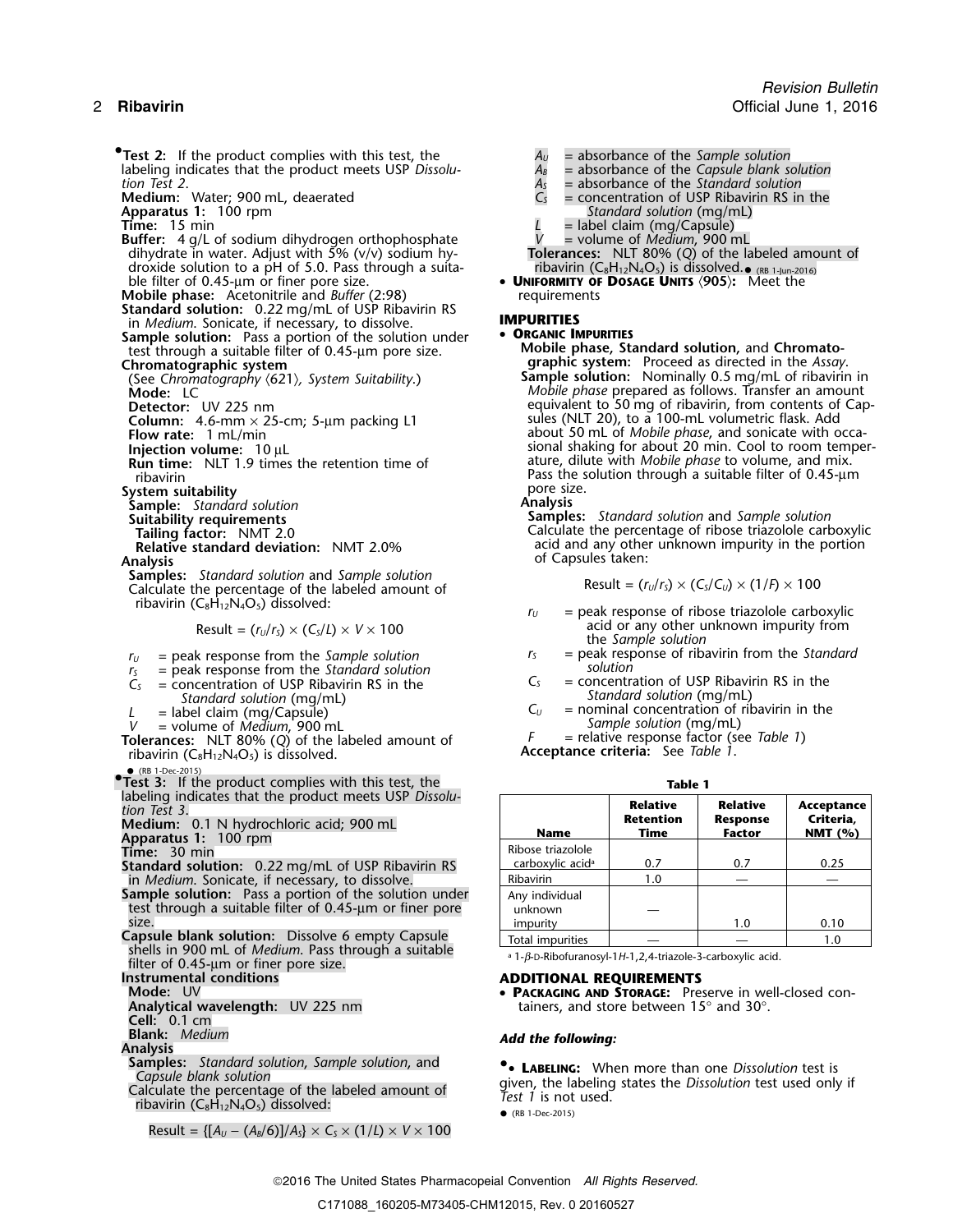•**Test 2:** If the product complies with this test, the labeling indicates that the product meets USP *Dissolution Test 2*.

**Medium:** Water; 900 mL, deaerated

**Apparatus 1:** 100 rpm

**Time:** 15 min

**Buffer:** 4 g/L of sodium dihydrogen orthophosphate dihydrate in water. Adjust with 5% (v/v) sodium hydroxide solution to a pH of 5.0. Pass through a suitable filter of 0.45-µm or finer pore size.

**Mobile phase:** Acetonitrile and *Buffer* (2:98)

**Standard solution:** 0.22 mg/mL of USP Ribavirin RS in *Medium*. Sonicate, if necessary, to dissolve.

**Sample solution:** Pass a portion of the solution under test through a suitable filter of 0.45-µm pore size.

**Chromatographic system**

(See *Chromatography* 〈621〉*, System Suitability*.)

**Mode:** LC

**Detector:** UV 225 nm

**Column:** 4.6-mm × 25-cm; 5-µm packing L1

**Flow rate:** 1 mL/min

**Injection volume:** 10 µL

**Run time:** NLT 1.9 times the retention time of ribavirin

**System suitability**

**Sample:** *Standard solution*

**Suitability requirements**

**Tailing factor:** NMT 2.0

**Relative standard deviation:** NMT 2.0%

**Analysis**

**Samples:** *Standard solution* and *Sample solution*

Calculate the percentage of the labeled amount of ribavirin ($C_8H_{12}N_4O_5$) dissolved:

$$\text{Result} = (r_U/r_S) \times (C_S/L) \times V \times 100$$

$r_U$ = peak response from the *Sample solution*
$r_S$ = peak response from the *Standard solution*
$C_S$ = concentration of USP Ribavirin RS in the *Standard solution* (mg/mL)
$L$ = label claim (mg/Capsule)
$V$ = volume of *Medium*, 900 mL

**Tolerances:** NLT 80% (*Q*) of the labeled amount of ribavirin ($C_8H_{12}N_4O_5$) is dissolved.
• (RB 1-Dec-2015)

•**Test 3:** If the product complies with this test, the labeling indicates that the product meets USP *Dissolution Test 3*.

**Medium:** 0.1 N hydrochloric acid; 900 mL

**Apparatus 1:** 100 rpm

**Time:** 30 min

**Standard solution:** 0.22 mg/mL of USP Ribavirin RS in *Medium*. Sonicate, if necessary, to dissolve.

**Sample solution:** Pass a portion of the solution under test through a suitable filter of 0.45-µm or finer pore size.

**Capsule blank solution:** Dissolve 6 empty Capsule shells in 900 mL of *Medium*. Pass through a suitable filter of 0.45-µm or finer pore size.

**Instrumental conditions**

**Mode:** UV

**Analytical wavelength:** UV 225 nm

**Cell:** 0.1 cm

**Blank:** *Medium*

**Analysis**

**Samples:** *Standard solution*, *Sample solution*, and *Capsule blank solution*

Calculate the percentage of the labeled amount of ribavirin ($C_8H_{12}N_4O_5$) dissolved:

$$\text{Result} = \{[A_U - (A_B/6)]/A_S\} \times C_S \times (1/L) \times V \times 100$$

$A_U$ = absorbance of the *Sample solution*
$A_B$ = absorbance of the *Capsule blank solution*
$A_S$ = absorbance of the *Standard solution*
$C_S$ = concentration of USP Ribavirin RS in the *Standard solution* (mg/mL)
$L$ = label claim (mg/Capsule)
$V$ = volume of *Medium*, 900 mL

**Tolerances:** NLT 80% (*Q*) of the labeled amount of ribavirin ($C_8H_{12}N_4O_5$) is dissolved.• (RB 1-Jun-2016)

• **Uniformity of Dosage Units** 〈905〉**:** Meet the requirements

## IMPURITIES

• **Organic Impurities**

**Mobile phase, Standard solution,** and **Chromatographic system:** Proceed as directed in the *Assay*.

**Sample solution:** Nominally 0.5 mg/mL of ribavirin in *Mobile phase* prepared as follows. Transfer an amount equivalent to 50 mg of ribavirin, from contents of Capsules (NLT 20), to a 100-mL volumetric flask. Add about 50 mL of *Mobile phase*, and sonicate with occasional shaking for about 20 min. Cool to room temperature, dilute with *Mobile phase* to volume, and mix. Pass the solution through a suitable filter of 0.45-µm pore size.

**Analysis**

**Samples:** *Standard solution* and *Sample solution*

Calculate the percentage of ribose triazolole carboxylic acid and any other unknown impurity in the portion of Capsules taken:

$$\text{Result} = (r_U/r_S) \times (C_S/C_U) \times (1/F) \times 100$$

$r_U$ = peak response of ribose triazolole carboxylic acid or any other unknown impurity from the *Sample solution*
$r_S$ = peak response of ribavirin from the *Standard solution*
$C_S$ = concentration of USP Ribavirin RS in the *Standard solution* (mg/mL)
$C_U$ = nominal concentration of ribavirin in the *Sample solution* (mg/mL)
$F$ = relative response factor (see *Table 1*)

**Acceptance criteria:** See *Table 1*.

**Table 1**

| Name | Relative Retention Time | Relative Response Factor | Acceptance Criteria, NMT (%) |
|---|---|---|---|
| Ribose triazolole carboxylic acid[a] | 0.7 | 0.7 | 0.25 |
| Ribavirin | 1.0 | — | — |
| Any individual unknown impurity | — | 1.0 | 0.10 |
| Total impurities | — | — | 1.0 |

[a] 1-β-D-Ribofuranosyl-1*H*-1,2,4-triazole-3-carboxylic acid.

## ADDITIONAL REQUIREMENTS

• **Packaging and Storage:** Preserve in well-closed containers, and store between 15° and 30°.

***Add the following:***

•• **Labeling:** When more than one *Dissolution* test is given, the labeling states the *Dissolution* test used only if *Test 1* is not used.
• (RB 1-Dec-2015)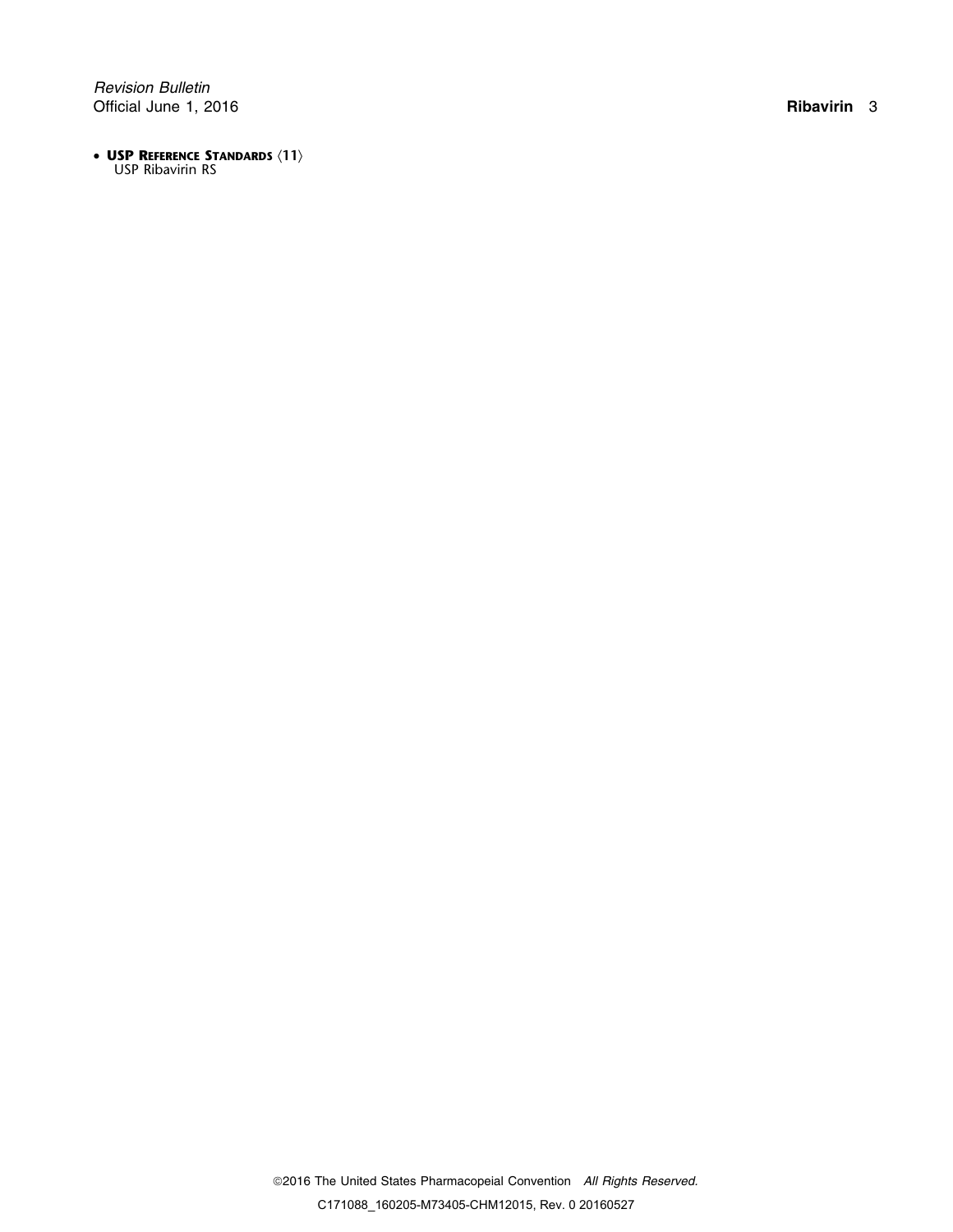- **USP Reference Standards** ⟨11⟩
  USP Ribavirin RS